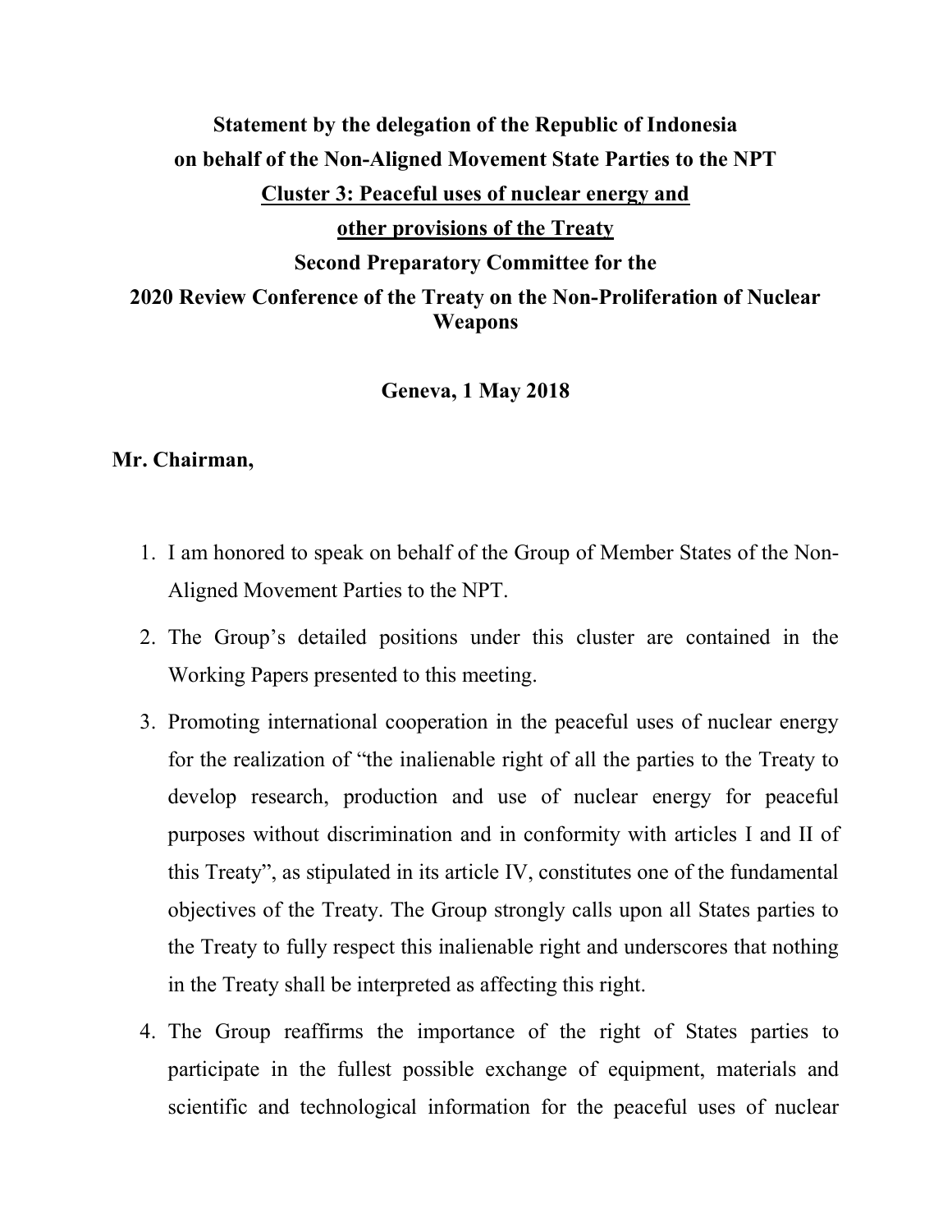**Statement by the delegation of the Republic of Indonesia on behalf of the Non-Aligned Movement State Parties to the NPT**

**<u>Cluster 3: Peaceful uses of nuclear energy and other provisions of the Treaty</u>**

**Second Preparatory Committee for the 2020 Review Conference of the Treaty on the Non-Proliferation of Nuclear Weapons**

**Geneva, 1 May 2018**

**Mr. Chairman,**

1. I am honored to speak on behalf of the Group of Member States of the Non-Aligned Movement Parties to the NPT.
2. The Group's detailed positions under this cluster are contained in the Working Papers presented to this meeting.
3. Promoting international cooperation in the peaceful uses of nuclear energy for the realization of "the inalienable right of all the parties to the Treaty to develop research, production and use of nuclear energy for peaceful purposes without discrimination and in conformity with articles I and II of this Treaty", as stipulated in its article IV, constitutes one of the fundamental objectives of the Treaty. The Group strongly calls upon all States parties to the Treaty to fully respect this inalienable right and underscores that nothing in the Treaty shall be interpreted as affecting this right.
4. The Group reaffirms the importance of the right of States parties to participate in the fullest possible exchange of equipment, materials and scientific and technological information for the peaceful uses of nuclear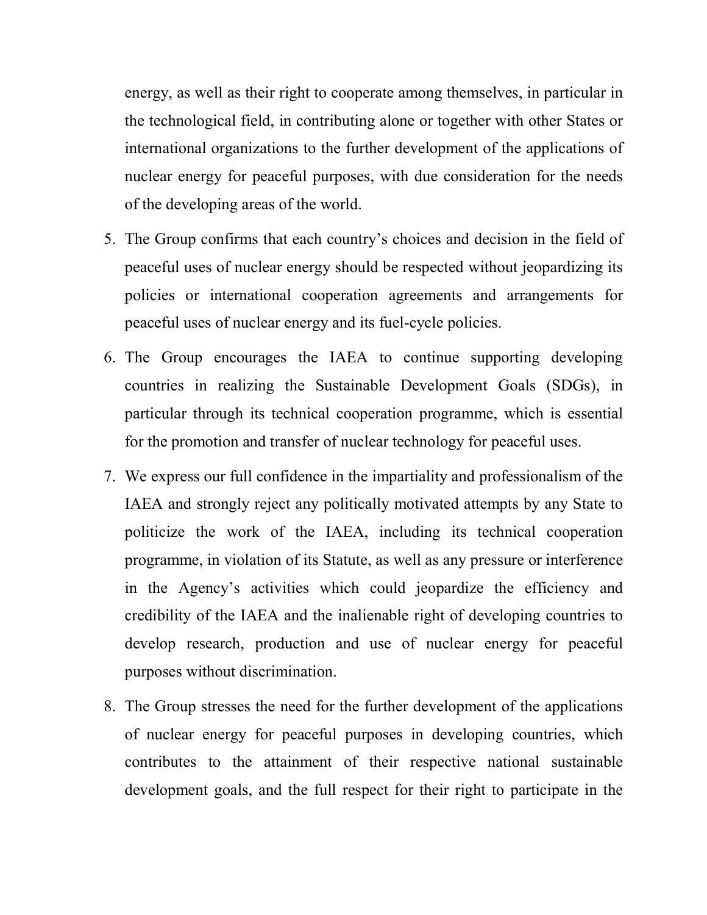energy, as well as their right to cooperate among themselves, in particular in the technological field, in contributing alone or together with other States or international organizations to the further development of the applications of nuclear energy for peaceful purposes, with due consideration for the needs of the developing areas of the world.

5. The Group confirms that each country's choices and decision in the field of peaceful uses of nuclear energy should be respected without jeopardizing its policies or international cooperation agreements and arrangements for peaceful uses of nuclear energy and its fuel-cycle policies.

6. The Group encourages the IAEA to continue supporting developing countries in realizing the Sustainable Development Goals (SDGs), in particular through its technical cooperation programme, which is essential for the promotion and transfer of nuclear technology for peaceful uses.

7. We express our full confidence in the impartiality and professionalism of the IAEA and strongly reject any politically motivated attempts by any State to politicize the work of the IAEA, including its technical cooperation programme, in violation of its Statute, as well as any pressure or interference in the Agency's activities which could jeopardize the efficiency and credibility of the IAEA and the inalienable right of developing countries to develop research, production and use of nuclear energy for peaceful purposes without discrimination.

8. The Group stresses the need for the further development of the applications of nuclear energy for peaceful purposes in developing countries, which contributes to the attainment of their respective national sustainable development goals, and the full respect for their right to participate in the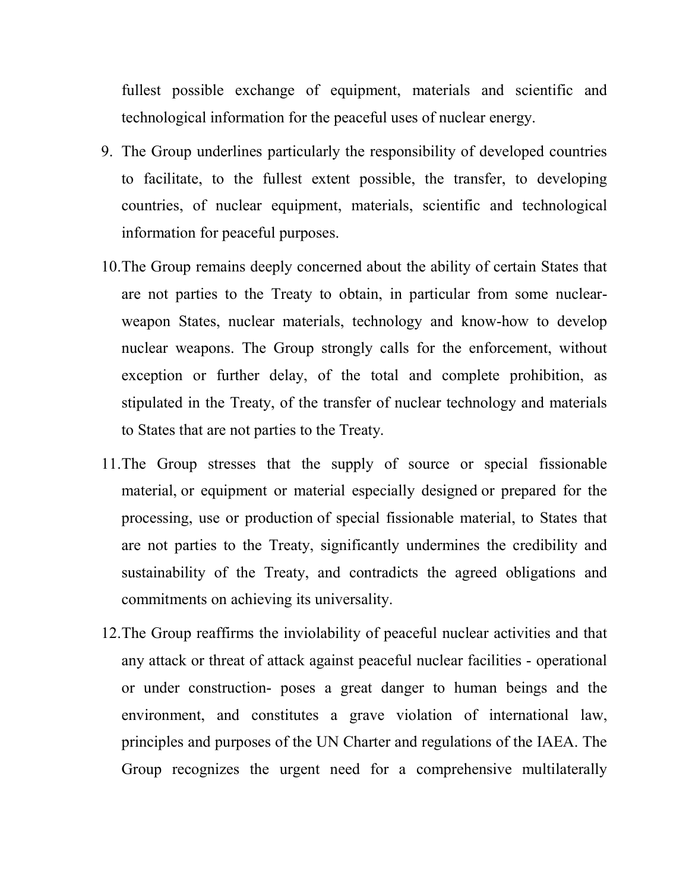fullest possible exchange of equipment, materials and scientific and technological information for the peaceful uses of nuclear energy.

9. The Group underlines particularly the responsibility of developed countries to facilitate, to the fullest extent possible, the transfer, to developing countries, of nuclear equipment, materials, scientific and technological information for peaceful purposes.

10. The Group remains deeply concerned about the ability of certain States that are not parties to the Treaty to obtain, in particular from some nuclear-weapon States, nuclear materials, technology and know-how to develop nuclear weapons. The Group strongly calls for the enforcement, without exception or further delay, of the total and complete prohibition, as stipulated in the Treaty, of the transfer of nuclear technology and materials to States that are not parties to the Treaty.

11. The Group stresses that the supply of source or special fissionable material, or equipment or material especially designed or prepared for the processing, use or production of special fissionable material, to States that are not parties to the Treaty, significantly undermines the credibility and sustainability of the Treaty, and contradicts the agreed obligations and commitments on achieving its universality.

12. The Group reaffirms the inviolability of peaceful nuclear activities and that any attack or threat of attack against peaceful nuclear facilities - operational or under construction- poses a great danger to human beings and the environment, and constitutes a grave violation of international law, principles and purposes of the UN Charter and regulations of the IAEA. The Group recognizes the urgent need for a comprehensive multilaterally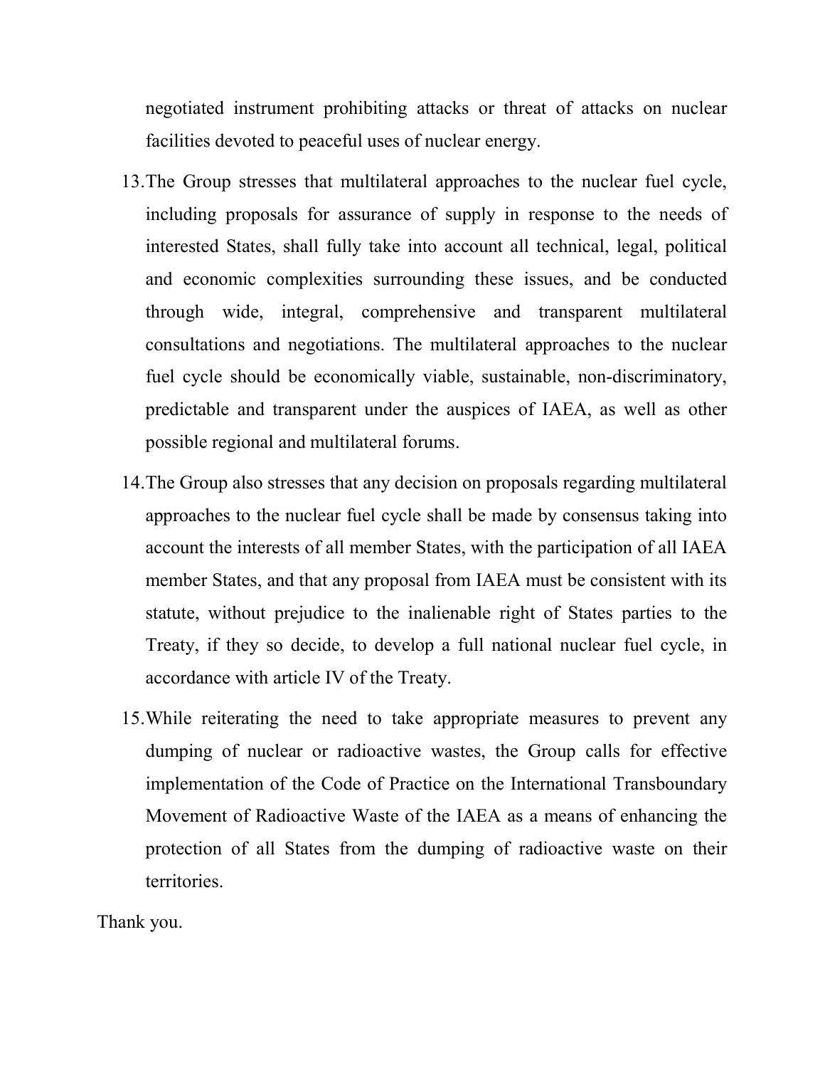negotiated instrument prohibiting attacks or threat of attacks on nuclear facilities devoted to peaceful uses of nuclear energy.

13. The Group stresses that multilateral approaches to the nuclear fuel cycle, including proposals for assurance of supply in response to the needs of interested States, shall fully take into account all technical, legal, political and economic complexities surrounding these issues, and be conducted through wide, integral, comprehensive and transparent multilateral consultations and negotiations. The multilateral approaches to the nuclear fuel cycle should be economically viable, sustainable, non-discriminatory, predictable and transparent under the auspices of IAEA, as well as other possible regional and multilateral forums.

14. The Group also stresses that any decision on proposals regarding multilateral approaches to the nuclear fuel cycle shall be made by consensus taking into account the interests of all member States, with the participation of all IAEA member States, and that any proposal from IAEA must be consistent with its statute, without prejudice to the inalienable right of States parties to the Treaty, if they so decide, to develop a full national nuclear fuel cycle, in accordance with article IV of the Treaty.

15. While reiterating the need to take appropriate measures to prevent any dumping of nuclear or radioactive wastes, the Group calls for effective implementation of the Code of Practice on the International Transboundary Movement of Radioactive Waste of the IAEA as a means of enhancing the protection of all States from the dumping of radioactive waste on their territories.

Thank you.